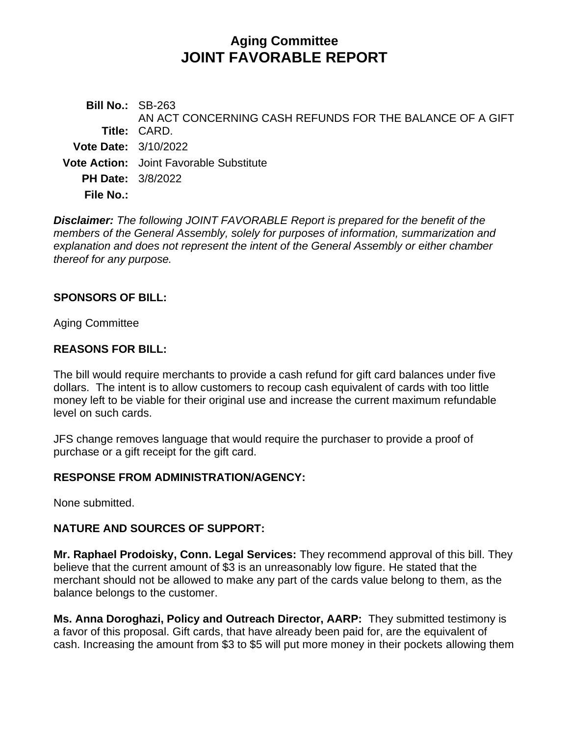# Aging Committee
# JOINT FAVORABLE REPORT

**Bill No.:** SB-263

**Title:** AN ACT CONCERNING CASH REFUNDS FOR THE BALANCE OF A GIFT CARD.

**Vote Date:** 3/10/2022

**Vote Action:** Joint Favorable Substitute

**PH Date:** 3/8/2022

**File No.:**

***Disclaimer:*** *The following JOINT FAVORABLE Report is prepared for the benefit of the members of the General Assembly, solely for purposes of information, summarization and explanation and does not represent the intent of the General Assembly or either chamber thereof for any purpose.*

## SPONSORS OF BILL:

Aging Committee

## REASONS FOR BILL:

The bill would require merchants to provide a cash refund for gift card balances under five dollars. The intent is to allow customers to recoup cash equivalent of cards with too little money left to be viable for their original use and increase the current maximum refundable level on such cards.

JFS change removes language that would require the purchaser to provide a proof of purchase or a gift receipt for the gift card.

## RESPONSE FROM ADMINISTRATION/AGENCY:

None submitted.

## NATURE AND SOURCES OF SUPPORT:

**Mr. Raphael Prodoisky, Conn. Legal Services:** They recommend approval of this bill. They believe that the current amount of $3 is an unreasonably low figure. He stated that the merchant should not be allowed to make any part of the cards value belong to them, as the balance belongs to the customer.

**Ms. Anna Doroghazi, Policy and Outreach Director, AARP:** They submitted testimony is a favor of this proposal. Gift cards, that have already been paid for, are the equivalent of cash. Increasing the amount from $3 to $5 will put more money in their pockets allowing them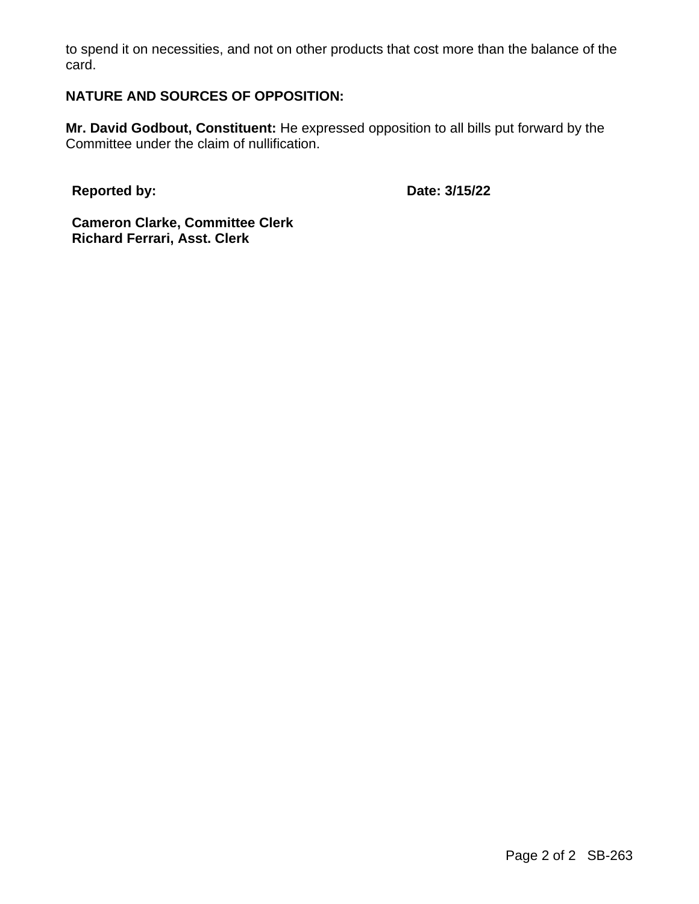to spend it on necessities, and not on other products that cost more than the balance of the card.

**NATURE AND SOURCES OF OPPOSITION:**

**Mr. David Godbout, Constituent:** He expressed opposition to all bills put forward by the Committee under the claim of nullification.

**Reported by:** **Date: 3/15/22**

**Cameron Clarke, Committee Clerk**
**Richard Ferrari, Asst. Clerk**